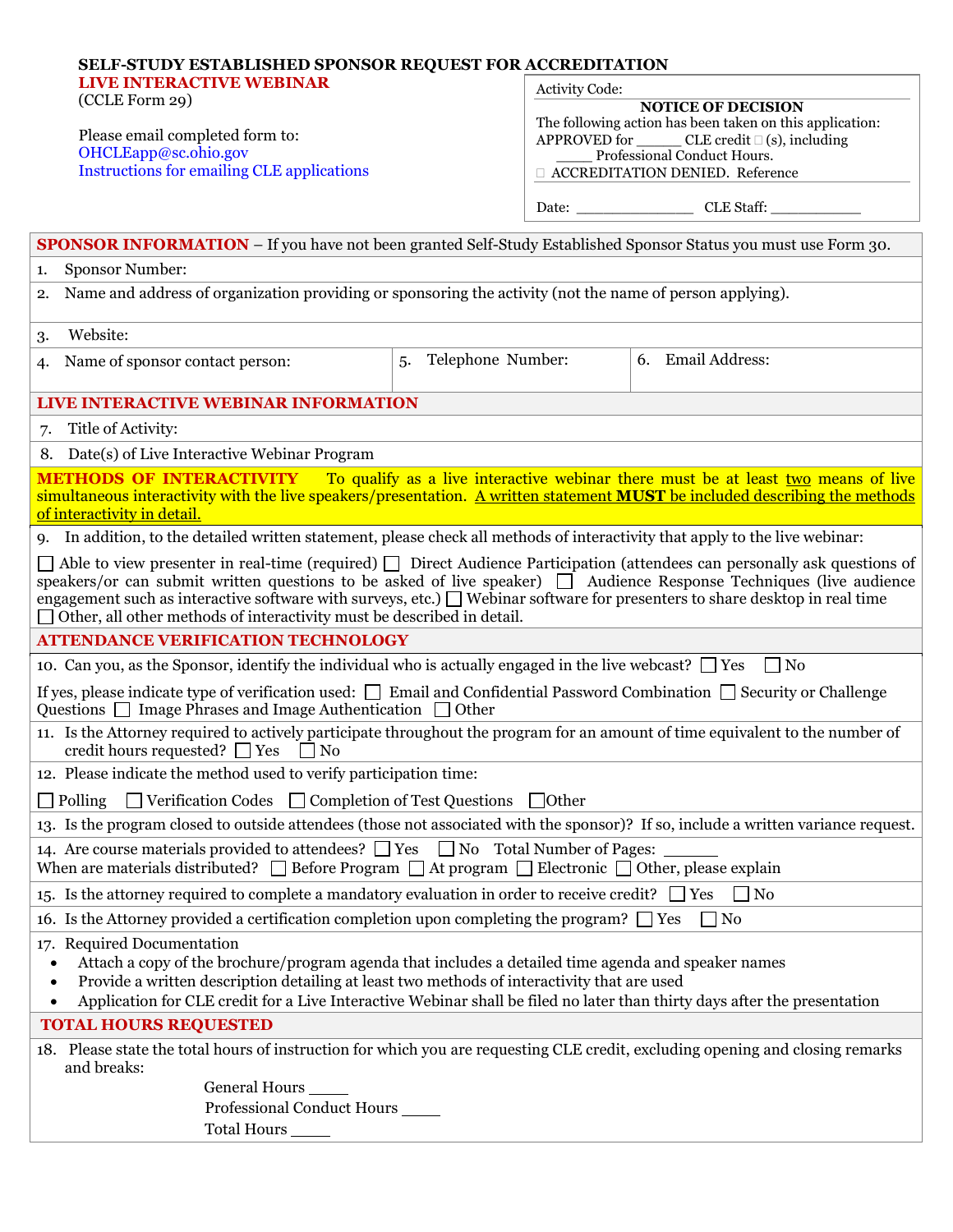# SELF-STUDY ESTABLISHED SPONSOR REQUEST FOR ACCREDITATION

## LIVE INTERACTIVE WEBINAR

(CCLE Form 29)

Please email completed form to:
OHCLEapp@sc.ohio.gov
Instructions for emailing CLE applications

| Activity Code: |
|---|
| **NOTICE OF DECISION**<br>The following action has been taken on this application:<br>APPROVED for ______ CLE credit ☐ (s), including _____ Professional Conduct Hours.<br>☐ ACCREDITATION DENIED. Reference |
| Date: _______________ CLE Staff: ___________ |

## SPONSOR INFORMATION

– If you have not been granted Self-Study Established Sponsor Status you must use Form 30.

1. Sponsor Number:
2. Name and address of organization providing or sponsoring the activity (not the name of person applying).
3. Website:
4. Name of sponsor contact person:
5. Telephone Number:
6. Email Address:

## LIVE INTERACTIVE WEBINAR INFORMATION

7. Title of Activity:
8. Date(s) of Live Interactive Webinar Program

**METHODS OF INTERACTIVITY** To qualify as a live interactive webinar there must be at least two means of live simultaneous interactivity with the live speakers/presentation. A written statement **MUST** be included describing the methods of interactivity in detail.

9. In addition, to the detailed written statement, please check all methods of interactivity that apply to the live webinar:

☐ Able to view presenter in real-time (required) ☐ Direct Audience Participation (attendees can personally ask questions of speakers/or can submit written questions to be asked of live speaker) ☐ Audience Response Techniques (live audience engagement such as interactive software with surveys, etc.) ☐ Webinar software for presenters to share desktop in real time ☐ Other, all other methods of interactivity must be described in detail.

## ATTENDANCE VERIFICATION TECHNOLOGY

10. Can you, as the Sponsor, identify the individual who is actually engaged in the live webcast? ☐ Yes ☐ No

If yes, please indicate type of verification used: ☐ Email and Confidential Password Combination ☐ Security or Challenge Questions ☐ Image Phrases and Image Authentication ☐ Other

11. Is the Attorney required to actively participate throughout the program for an amount of time equivalent to the number of credit hours requested? ☐ Yes ☐ No
12. Please indicate the method used to verify participation time:

☐ Polling ☐ Verification Codes ☐ Completion of Test Questions ☐ Other

13. Is the program closed to outside attendees (those not associated with the sponsor)? If so, include a written variance request.
14. Are course materials provided to attendees? ☐ Yes ☐ No Total Number of Pages: ______
When are materials distributed? ☐ Before Program ☐ At program ☐ Electronic ☐ Other, please explain
15. Is the attorney required to complete a mandatory evaluation in order to receive credit? ☐ Yes ☐ No
16. Is the Attorney provided a certification completion upon completing the program? ☐ Yes ☐ No
17. Required Documentation
    - Attach a copy of the brochure/program agenda that includes a detailed time agenda and speaker names
    - Provide a written description detailing at least two methods of interactivity that are used
    - Application for CLE credit for a Live Interactive Webinar shall be filed no later than thirty days after the presentation

## TOTAL HOURS REQUESTED

18. Please state the total hours of instruction for which you are requesting CLE credit, excluding opening and closing remarks and breaks:

General Hours _____
Professional Conduct Hours _____
Total Hours _____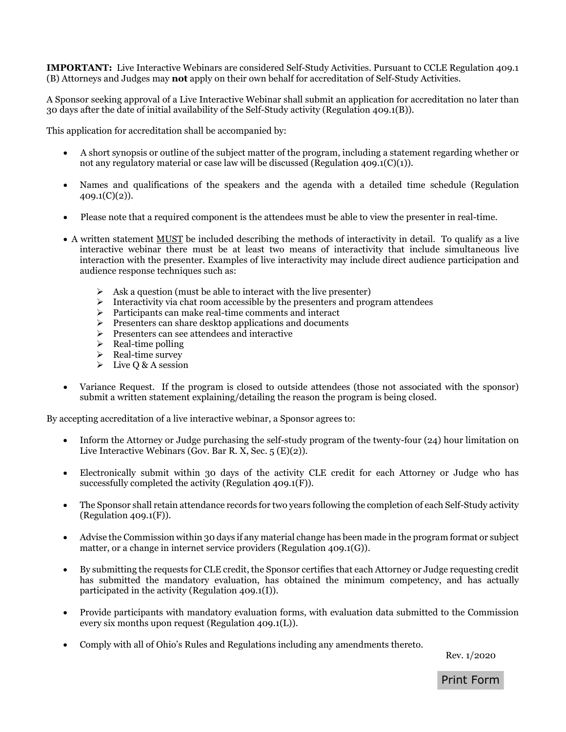**IMPORTANT:** Live Interactive Webinars are considered Self-Study Activities. Pursuant to CCLE Regulation 409.1 (B) Attorneys and Judges may **not** apply on their own behalf for accreditation of Self-Study Activities.

A Sponsor seeking approval of a Live Interactive Webinar shall submit an application for accreditation no later than 30 days after the date of initial availability of the Self-Study activity (Regulation 409.1(B)).

This application for accreditation shall be accompanied by:

- A short synopsis or outline of the subject matter of the program, including a statement regarding whether or not any regulatory material or case law will be discussed (Regulation 409.1(C)(1)).
- Names and qualifications of the speakers and the agenda with a detailed time schedule (Regulation 409.1(C)(2)).
- Please note that a required component is the attendees must be able to view the presenter in real-time.
- A written statement <u>MUST</u> be included describing the methods of interactivity in detail. To qualify as a live interactive webinar there must be at least two means of interactivity that include simultaneous live interaction with the presenter. Examples of live interactivity may include direct audience participation and audience response techniques such as:
  - Ask a question (must be able to interact with the live presenter)
  - Interactivity via chat room accessible by the presenters and program attendees
  - Participants can make real-time comments and interact
  - Presenters can share desktop applications and documents
  - Presenters can see attendees and interactive
  - Real-time polling
  - Real-time survey
  - Live Q & A session
- Variance Request. If the program is closed to outside attendees (those not associated with the sponsor) submit a written statement explaining/detailing the reason the program is being closed.

By accepting accreditation of a live interactive webinar, a Sponsor agrees to:

- Inform the Attorney or Judge purchasing the self-study program of the twenty-four (24) hour limitation on Live Interactive Webinars (Gov. Bar R. X, Sec. 5 (E)(2)).
- Electronically submit within 30 days of the activity CLE credit for each Attorney or Judge who has successfully completed the activity (Regulation 409.1(F)).
- The Sponsor shall retain attendance records for two years following the completion of each Self-Study activity (Regulation 409.1(F)).
- Advise the Commission within 30 days if any material change has been made in the program format or subject matter, or a change in internet service providers (Regulation 409.1(G)).
- By submitting the requests for CLE credit, the Sponsor certifies that each Attorney or Judge requesting credit has submitted the mandatory evaluation, has obtained the minimum competency, and has actually participated in the activity (Regulation 409.1(I)).
- Provide participants with mandatory evaluation forms, with evaluation data submitted to the Commission every six months upon request (Regulation 409.1(L)).
- Comply with all of Ohio's Rules and Regulations including any amendments thereto.

Rev. 1/2020

Print Form